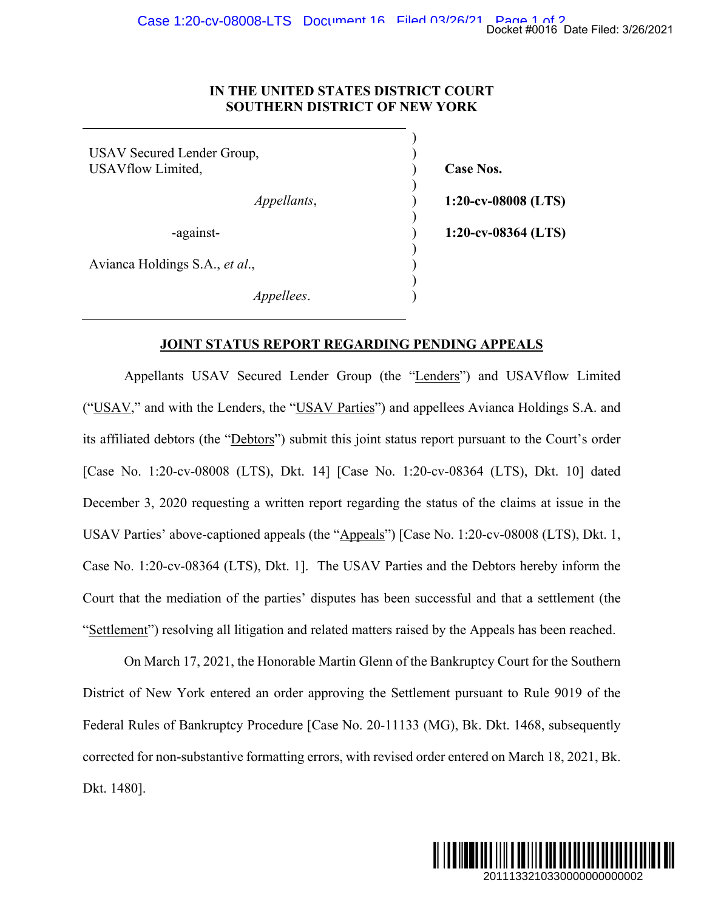**IN THE UNITED STATES DISTRICT COURT**
**SOUTHERN DISTRICT OF NEW YORK**

| | |
|---|---|
| USAV Secured Lender Group, USAVflow Limited, | **Case Nos.** |
| *Appellants*, | **1:20-cv-08008 (LTS)** |
| -against- | **1:20-cv-08364 (LTS)** |
| Avianca Holdings S.A., *et al.*, | |
| *Appellees*. | |

**JOINT STATUS REPORT REGARDING PENDING APPEALS**

Appellants USAV Secured Lender Group (the "Lenders") and USAVflow Limited ("USAV," and with the Lenders, the "USAV Parties") and appellees Avianca Holdings S.A. and its affiliated debtors (the "Debtors") submit this joint status report pursuant to the Court's order [Case No. 1:20-cv-08008 (LTS), Dkt. 14] [Case No. 1:20-cv-08364 (LTS), Dkt. 10] dated December 3, 2020 requesting a written report regarding the status of the claims at issue in the USAV Parties' above-captioned appeals (the "Appeals") [Case No. 1:20-cv-08008 (LTS), Dkt. 1, Case No. 1:20-cv-08364 (LTS), Dkt. 1]. The USAV Parties and the Debtors hereby inform the Court that the mediation of the parties' disputes has been successful and that a settlement (the "Settlement") resolving all litigation and related matters raised by the Appeals has been reached.

On March 17, 2021, the Honorable Martin Glenn of the Bankruptcy Court for the Southern District of New York entered an order approving the Settlement pursuant to Rule 9019 of the Federal Rules of Bankruptcy Procedure [Case No. 20-11133 (MG), Bk. Dkt. 1468, subsequently corrected for non-substantive formatting errors, with revised order entered on March 18, 2021, Bk. Dkt. 1480].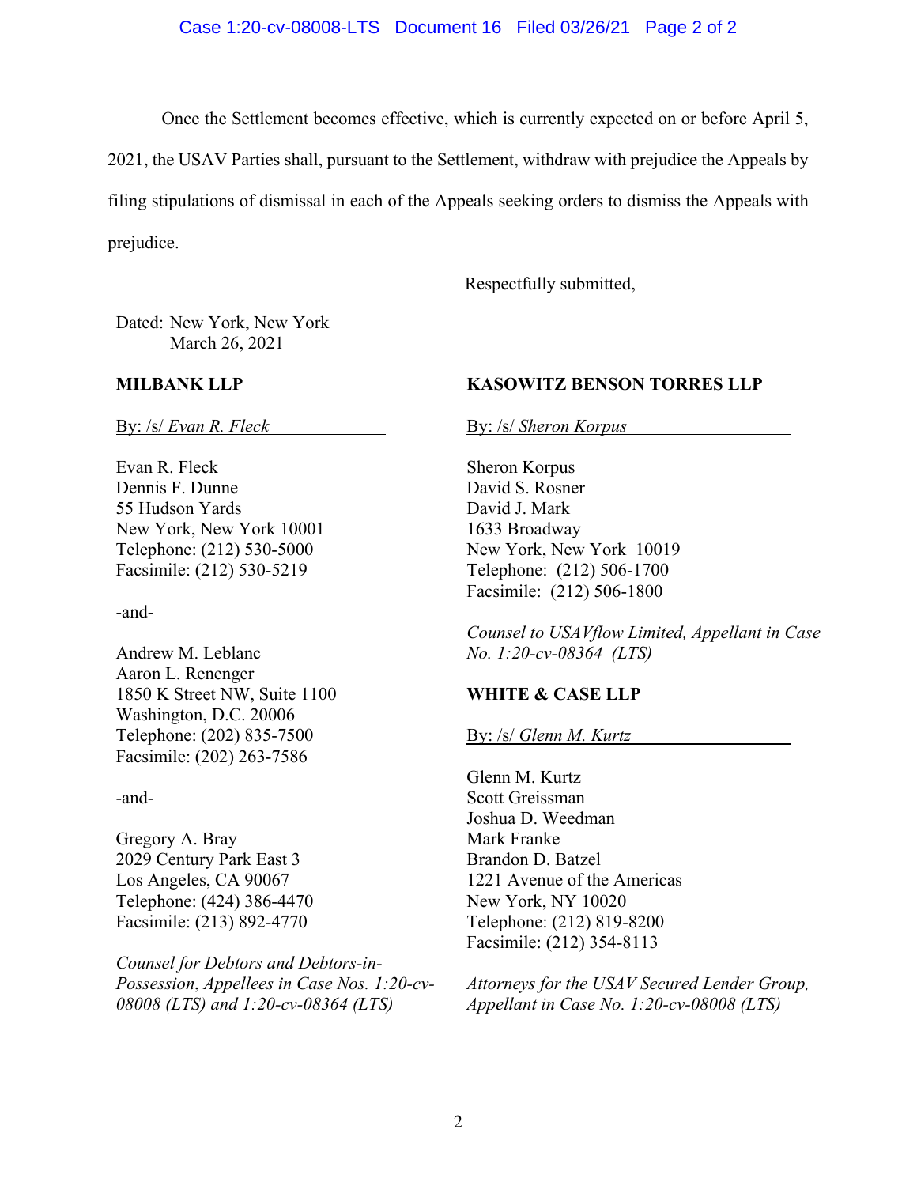Once the Settlement becomes effective, which is currently expected on or before April 5, 2021, the USAV Parties shall, pursuant to the Settlement, withdraw with prejudice the Appeals by filing stipulations of dismissal in each of the Appeals seeking orders to dismiss the Appeals with prejudice.

Respectfully submitted,

Dated: New York, New York
March 26, 2021

**MILBANK LLP**

By: /s/ *Evan R. Fleck*

Evan R. Fleck
Dennis F. Dunne
55 Hudson Yards
New York, New York 10001
Telephone: (212) 530-5000
Facsimile: (212) 530-5219

-and-

Andrew M. Leblanc
Aaron L. Renenger
1850 K Street NW, Suite 1100
Washington, D.C. 20006
Telephone: (202) 835-7500
Facsimile: (202) 263-7586

-and-

Gregory A. Bray
2029 Century Park East 3
Los Angeles, CA 90067
Telephone: (424) 386-4470
Facsimile: (213) 892-4770

*Counsel for Debtors and Debtors-in-Possession, Appellees in Case Nos. 1:20-cv-08008 (LTS) and 1:20-cv-08364 (LTS)*

**KASOWITZ BENSON TORRES LLP**

By: /s/ *Sheron Korpus*

Sheron Korpus
David S. Rosner
David J. Mark
1633 Broadway
New York, New York 10019
Telephone: (212) 506-1700
Facsimile: (212) 506-1800

*Counsel to USAVflow Limited, Appellant in Case No. 1:20-cv-08364 (LTS)*

**WHITE & CASE LLP**

By: /s/ *Glenn M. Kurtz*

Glenn M. Kurtz
Scott Greissman
Joshua D. Weedman
Mark Franke
Brandon D. Batzel
1221 Avenue of the Americas
New York, NY 10020
Telephone: (212) 819-8200
Facsimile: (212) 354-8113

*Attorneys for the USAV Secured Lender Group, Appellant in Case No. 1:20-cv-08008 (LTS)*